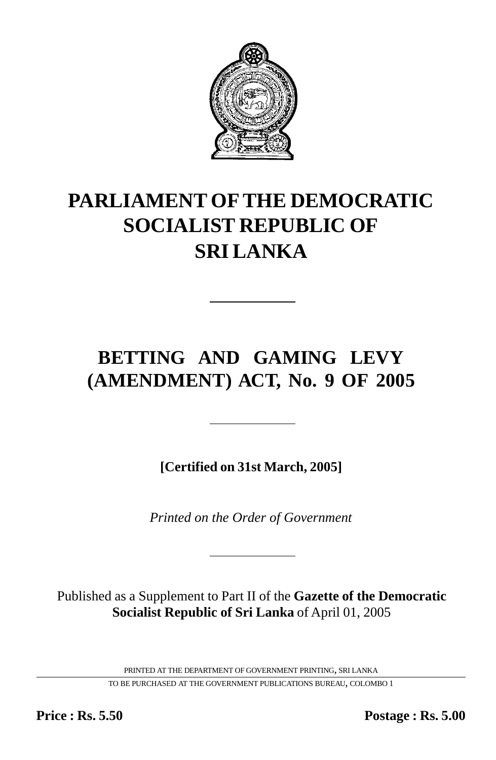# PARLIAMENT OF THE DEMOCRATIC SOCIALIST REPUBLIC OF SRI LANKA

---

# BETTING AND GAMING LEVY (AMENDMENT) ACT, No. 9 OF 2005

---

**[Certified on 31st March, 2005]**

*Printed on the Order of Government*

---

Published as a Supplement to Part II of the **Gazette of the Democratic Socialist Republic of Sri Lanka** of April 01, 2005

PRINTED AT THE DEPARTMENT OF GOVERNMENT PRINTING, SRI LANKA

TO BE PURCHASED AT THE GOVERNMENT PUBLICATIONS BUREAU, COLOMBO 1

**Price : Rs. 5.50** **Postage : Rs. 5.00**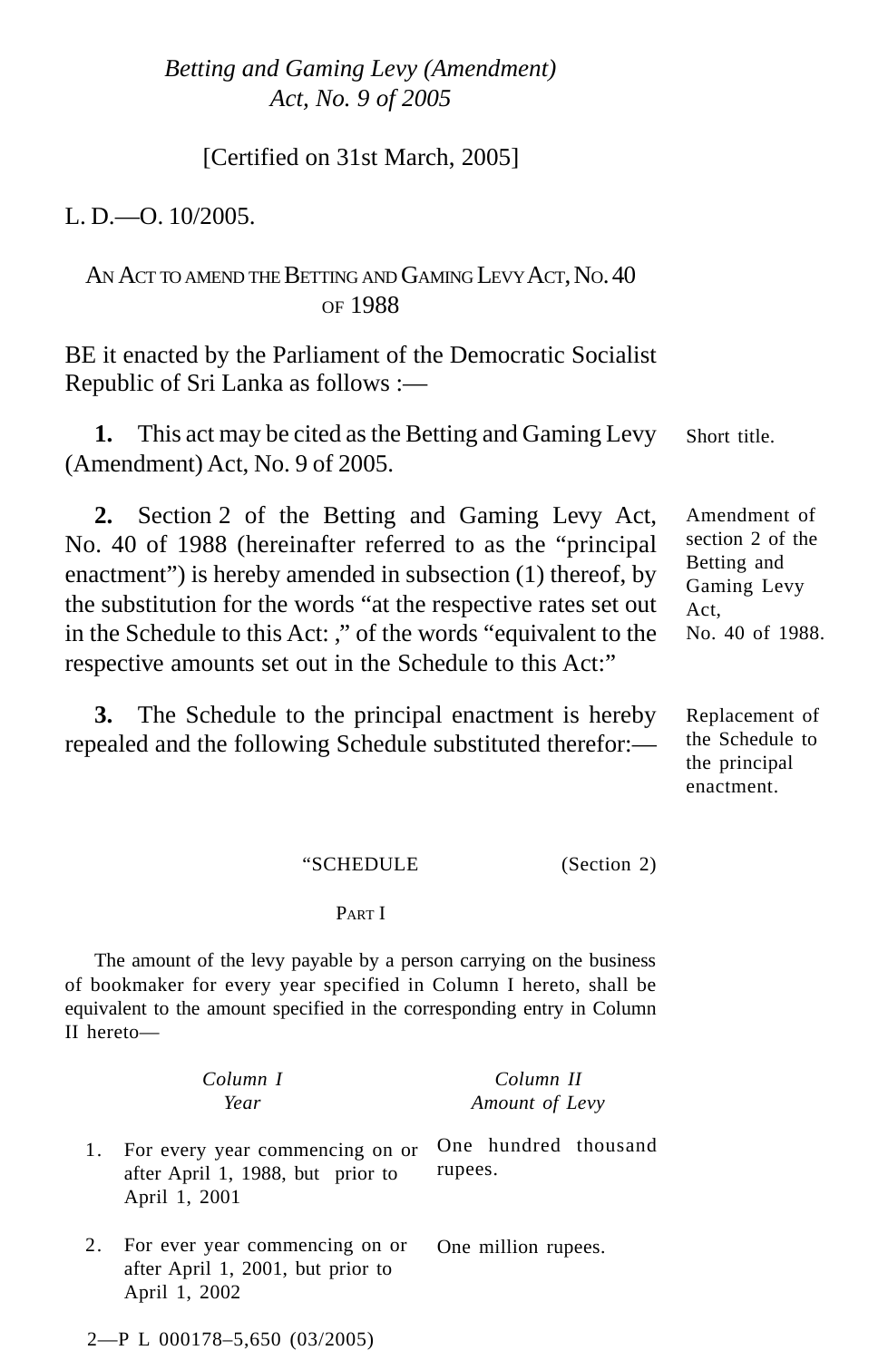*Betting and Gaming Levy (Amendment) Act, No. 9 of 2005*

[Certified on 31st March, 2005]

L. D.—O. 10/2005.

AN ACT TO AMEND THE BETTING AND GAMING LEVY ACT, NO. 40 OF 1988

BE it enacted by the Parliament of the Democratic Socialist Republic of Sri Lanka as follows :—

**1.** This act may be cited as the Betting and Gaming Levy (Amendment) Act, No. 9 of 2005.

Short title.

**2.** Section 2 of the Betting and Gaming Levy Act, No. 40 of 1988 (hereinafter referred to as the "principal enactment") is hereby amended in subsection (1) thereof, by the substitution for the words "at the respective rates set out in the Schedule to this Act: ," of the words "equivalent to the respective amounts set out in the Schedule to this Act:"

Amendment of section 2 of the Betting and Gaming Levy Act, No. 40 of 1988.

**3.** The Schedule to the principal enactment is hereby repealed and the following Schedule substituted therefor:—

Replacement of the Schedule to the principal enactment.

"SCHEDULE (Section 2)

PART I

The amount of the levy payable by a person carrying on the business of bookmaker for every year specified in Column I hereto, shall be equivalent to the amount specified in the corresponding entry in Column II hereto—

| | *Column I* *Year* | *Column II* *Amount of Levy* |
|---|---|---|
| 1. | For every year commencing on or after April 1, 1988, but prior to April 1, 2001 | One hundred thousand rupees. |
| 2. | For ever year commencing on or after April 1, 2001, but prior to April 1, 2002 | One million rupees. |

2—P L 000178–5,650 (03/2005)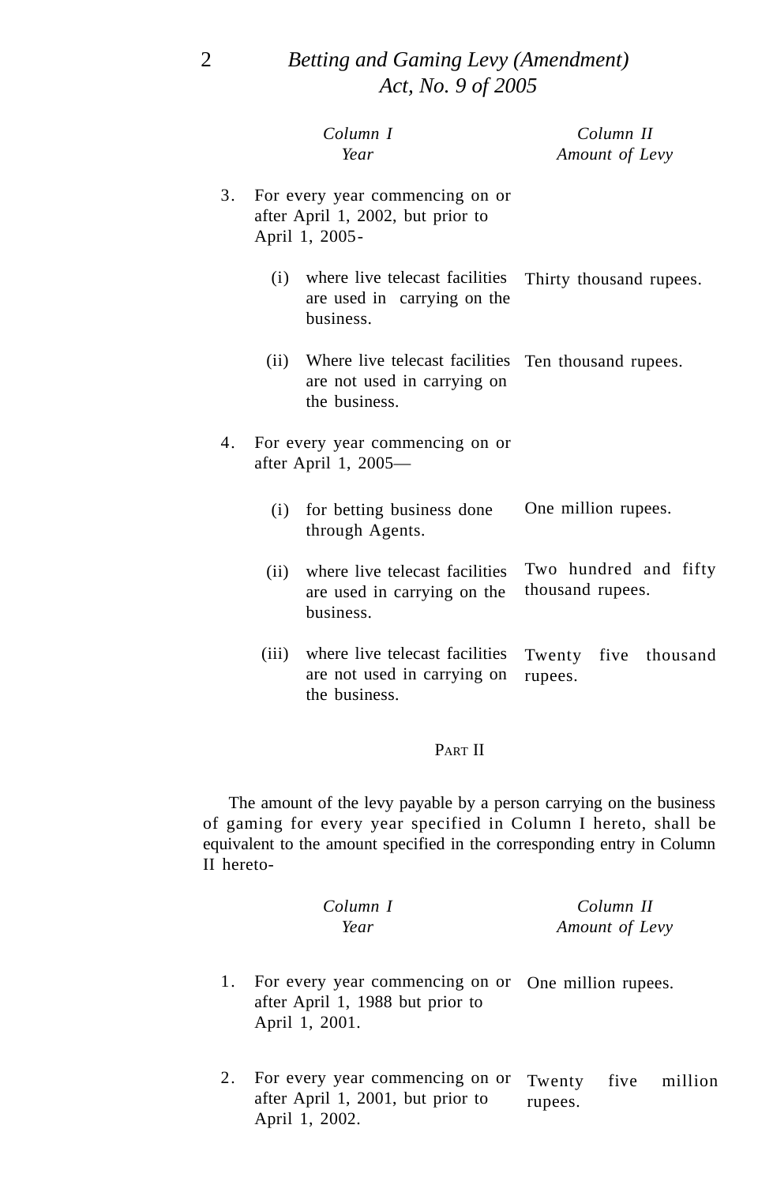| *Column I* *Year* | *Column II* *Amount of Levy* |
|---|---|
| 3. For every year commencing on or after April 1, 2002, but prior to April 1, 2005- | |
| (i) where live telecast facilities are used in carrying on the business. | Thirty thousand rupees. |
| (ii) Where live telecast facilities are not used in carrying on the business. | Ten thousand rupees. |
| 4. For every year commencing on or after April 1, 2005— | |
| (i) for betting business done through Agents. | One million rupees. |
| (ii) where live telecast facilities are used in carrying on the business. | Two hundred and fifty thousand rupees. |
| (iii) where live telecast facilities are not used in carrying on the business. | Twenty five thousand rupees. |

PART II

The amount of the levy payable by a person carrying on the business of gaming for every year specified in Column I hereto, shall be equivalent to the amount specified in the corresponding entry in Column II hereto-

| *Column I* *Year* | *Column II* *Amount of Levy* |
|---|---|
| 1. For every year commencing on or after April 1, 1988 but prior to April 1, 2001. | One million rupees. |
| 2. For every year commencing on or after April 1, 2001, but prior to April 1, 2002. | Twenty five million rupees. |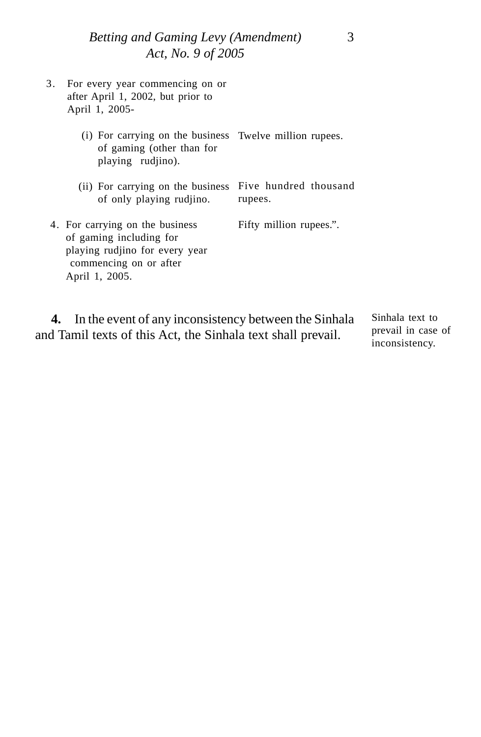| | |
|---|---|
| 3. For every year commencing on or after April 1, 2002, but prior to April 1, 2005- | |
| (i) For carrying on the business of gaming (other than for playing rudjino). | Twelve million rupees. |
| (ii) For carrying on the business of only playing rudjino. | Five hundred thousand rupees. |
| 4. For carrying on the business of gaming including for playing rudjino for every year commencing on or after April 1, 2005. | Fifty million rupees.”. |

Sinhala text to prevail in case of inconsistency.

**4.** In the event of any inconsistency between the Sinhala and Tamil texts of this Act, the Sinhala text shall prevail.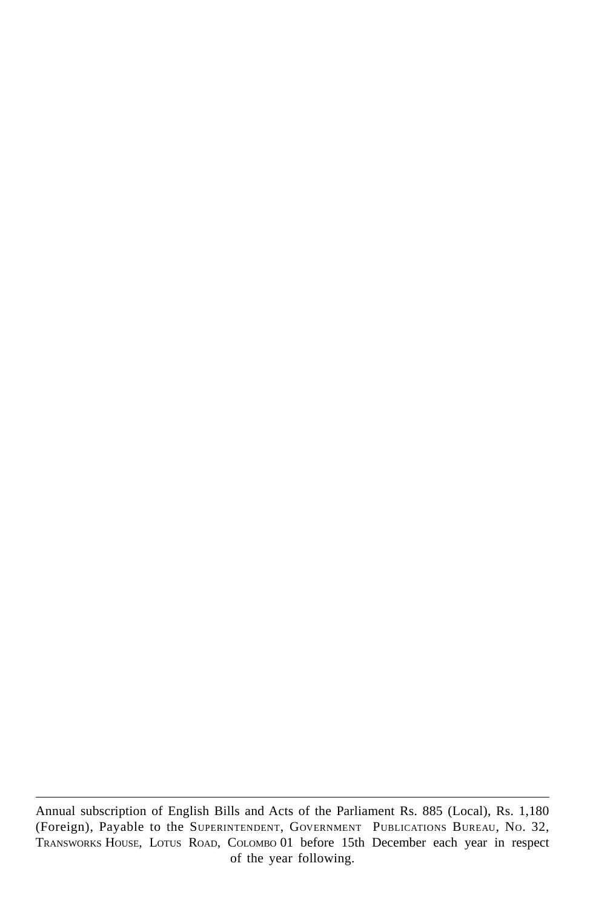---

Annual subscription of English Bills and Acts of the Parliament Rs. 885 (Local), Rs. 1,180 (Foreign), Payable to the SUPERINTENDENT, GOVERNMENT PUBLICATIONS BUREAU, NO. 32, TRANSWORKS HOUSE, LOTUS ROAD, COLOMBO 01 before 15th December each year in respect of the year following.